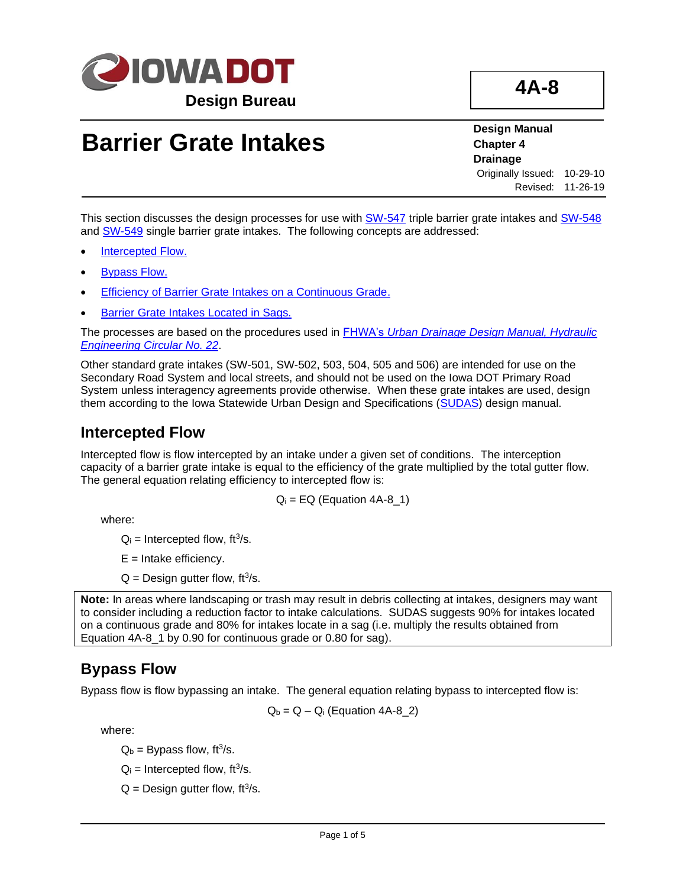# Barrier Grate Intakes

**Design Manual**
**Chapter 4**
**Drainage**

Originally Issued: 10-29-10
Revised: 11-26-19

**4A-8**

This section discusses the design processes for use with SW-547 triple barrier grate intakes and SW-548 and SW-549 single barrier grate intakes. The following concepts are addressed:

- Intercepted Flow.
- Bypass Flow.
- Efficiency of Barrier Grate Intakes on a Continuous Grade.
- Barrier Grate Intakes Located in Sags.

The processes are based on the procedures used in FHWA's *Urban Drainage Design Manual, Hydraulic Engineering Circular No. 22*.

Other standard grate intakes (SW-501, SW-502, 503, 504, 505 and 506) are intended for use on the Secondary Road System and local streets, and should not be used on the Iowa DOT Primary Road System unless interagency agreements provide otherwise. When these grate intakes are used, design them according to the Iowa Statewide Urban Design and Specifications (SUDAS) design manual.

## Intercepted Flow

Intercepted flow is flow intercepted by an intake under a given set of conditions. The interception capacity of a barrier grate intake is equal to the efficiency of the grate multiplied by the total gutter flow. The general equation relating efficiency to intercepted flow is:

$$Q_i = EQ \text{ (Equation 4A-8\_1)}$$

where:

$Q_i$ = Intercepted flow, $ft^3/s$.

$E$ = Intake efficiency.

$Q$ = Design gutter flow, $ft^3/s$.

**Note:** In areas where landscaping or trash may result in debris collecting at intakes, designers may want to consider including a reduction factor to intake calculations. SUDAS suggests 90% for intakes located on a continuous grade and 80% for intakes locate in a sag (i.e. multiply the results obtained from Equation 4A-8_1 by 0.90 for continuous grade or 0.80 for sag).

## Bypass Flow

Bypass flow is flow bypassing an intake. The general equation relating bypass to intercepted flow is:

$$Q_b = Q - Q_i \text{ (Equation 4A-8\_2)}$$

where:

$Q_b$ = Bypass flow, $ft^3/s$.

$Q_i$ = Intercepted flow, $ft^3/s$.

$Q$ = Design gutter flow, $ft^3/s$.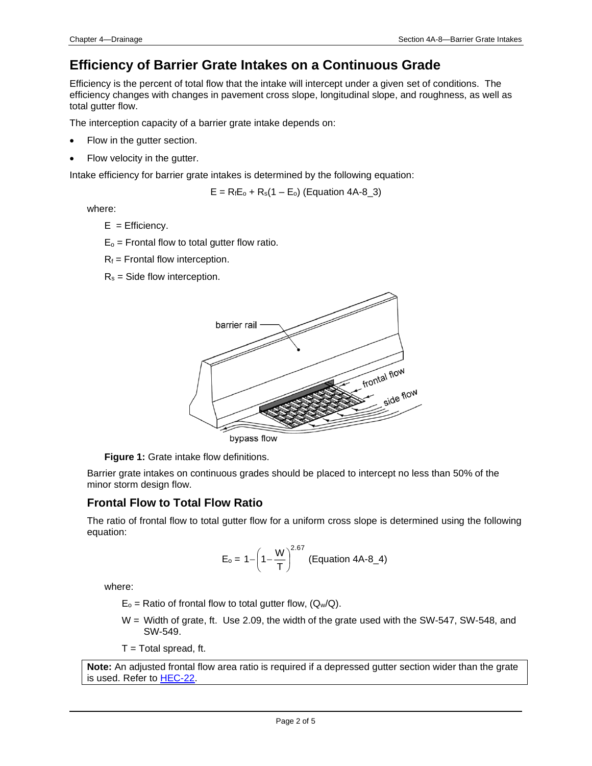# Efficiency of Barrier Grate Intakes on a Continuous Grade

Efficiency is the percent of total flow that the intake will intercept under a given set of conditions. The efficiency changes with changes in pavement cross slope, longitudinal slope, and roughness, as well as total gutter flow.

The interception capacity of a barrier grate intake depends on:

- Flow in the gutter section.
- Flow velocity in the gutter.

Intake efficiency for barrier grate intakes is determined by the following equation:

$$E = R_f E_o + R_s(1 - E_o) \quad \text{(Equation 4A-8\_3)}$$

where:

$E$ = Efficiency.

$E_o$ = Frontal flow to total gutter flow ratio.

$R_f$ = Frontal flow interception.

$R_s$ = Side flow interception.

**Figure 1:** Grate intake flow definitions.

Barrier grate intakes on continuous grades should be placed to intercept no less than 50% of the minor storm design flow.

## Frontal Flow to Total Flow Ratio

The ratio of frontal flow to total gutter flow for a uniform cross slope is determined using the following equation:

$$E_o = 1 - \left(1 - \frac{W}{T}\right)^{2.67} \quad \text{(Equation 4A-8\_4)}$$

where:

$E_o$ = Ratio of frontal flow to total gutter flow, ($Q_w/Q$).

$W$ = Width of grate, ft. Use 2.09, the width of the grate used with the SW-547, SW-548, and SW-549.

$T$ = Total spread, ft.

**Note:** An adjusted frontal flow area ratio is required if a depressed gutter section wider than the grate is used. Refer to HEC-22.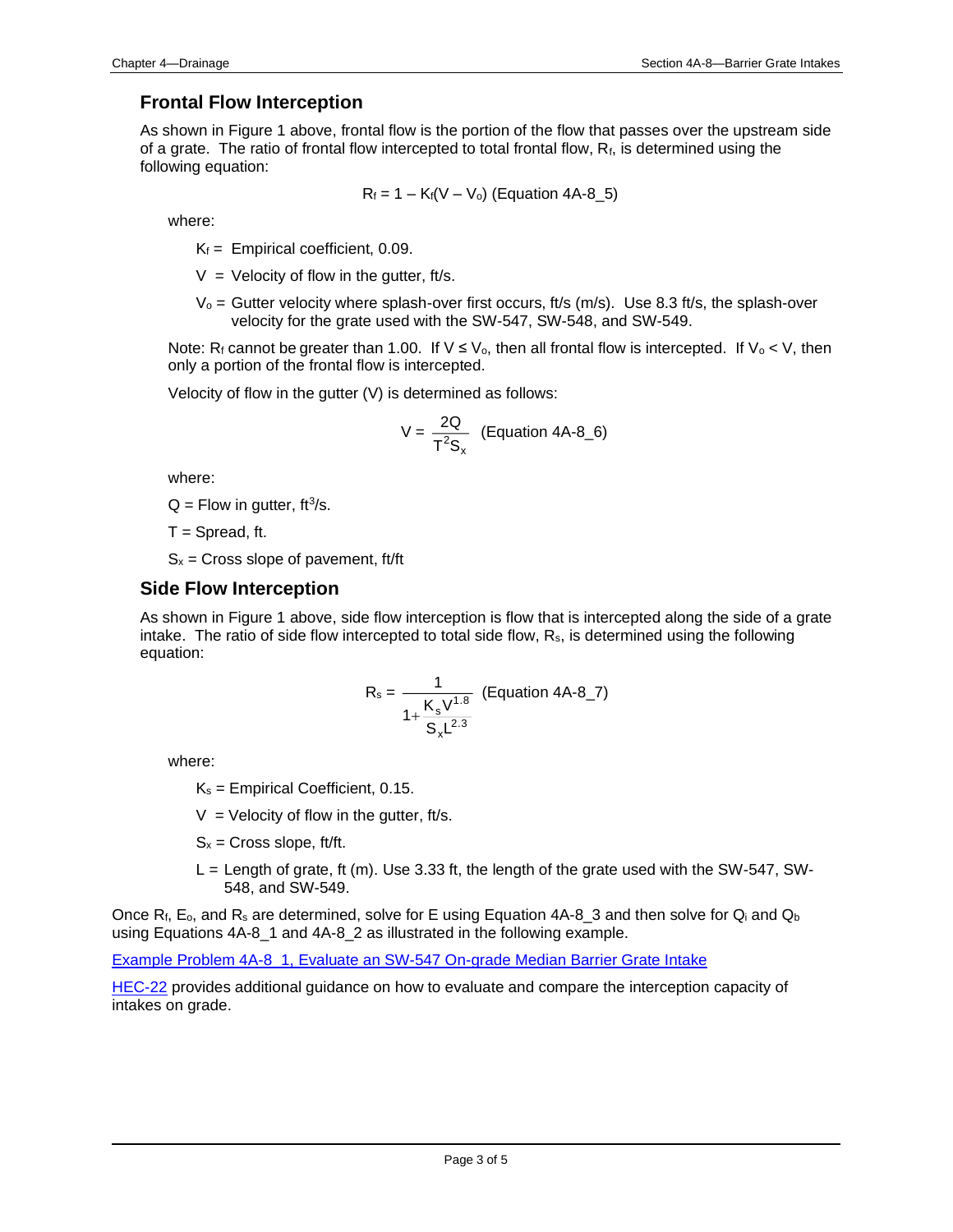## Frontal Flow Interception

As shown in Figure 1 above, frontal flow is the portion of the flow that passes over the upstream side of a grate. The ratio of frontal flow intercepted to total frontal flow, $R_f$, is determined using the following equation:

$$R_f = 1 - K_f(V - V_o) \text{ (Equation 4A-8\_5)}$$

where:

$K_f$ = Empirical coefficient, 0.09.

$V$ = Velocity of flow in the gutter, ft/s.

$V_o$ = Gutter velocity where splash-over first occurs, ft/s (m/s). Use 8.3 ft/s, the splash-over velocity for the grate used with the SW-547, SW-548, and SW-549.

Note: $R_f$ cannot be greater than 1.00. If $V \leq V_o$, then all frontal flow is intercepted. If $V_o < V$, then only a portion of the frontal flow is intercepted.

Velocity of flow in the gutter (V) is determined as follows:

$$V = \frac{2Q}{T^2 S_x} \text{ (Equation 4A-8\_6)}$$

where:

$Q$ = Flow in gutter, $ft^3/s$.

$T$ = Spread, ft.

$S_x$ = Cross slope of pavement, ft/ft

## Side Flow Interception

As shown in Figure 1 above, side flow interception is flow that is intercepted along the side of a grate intake. The ratio of side flow intercepted to total side flow, $R_s$, is determined using the following equation:

$$R_s = \frac{1}{1 + \frac{K_s V^{1.8}}{S_x L^{2.3}}} \text{ (Equation 4A-8\_7)}$$

where:

$K_s$ = Empirical Coefficient, 0.15.

$V$ = Velocity of flow in the gutter, ft/s.

$S_x$ = Cross slope, ft/ft.

$L$ = Length of grate, ft (m). Use 3.33 ft, the length of the grate used with the SW-547, SW-548, and SW-549.

Once $R_f$, $E_o$, and $R_s$ are determined, solve for E using Equation 4A-8_3 and then solve for $Q_i$ and $Q_b$ using Equations 4A-8_1 and 4A-8_2 as illustrated in the following example.

Example Problem 4A-8_1, Evaluate an SW-547 On-grade Median Barrier Grate Intake

HEC-22 provides additional guidance on how to evaluate and compare the interception capacity of intakes on grade.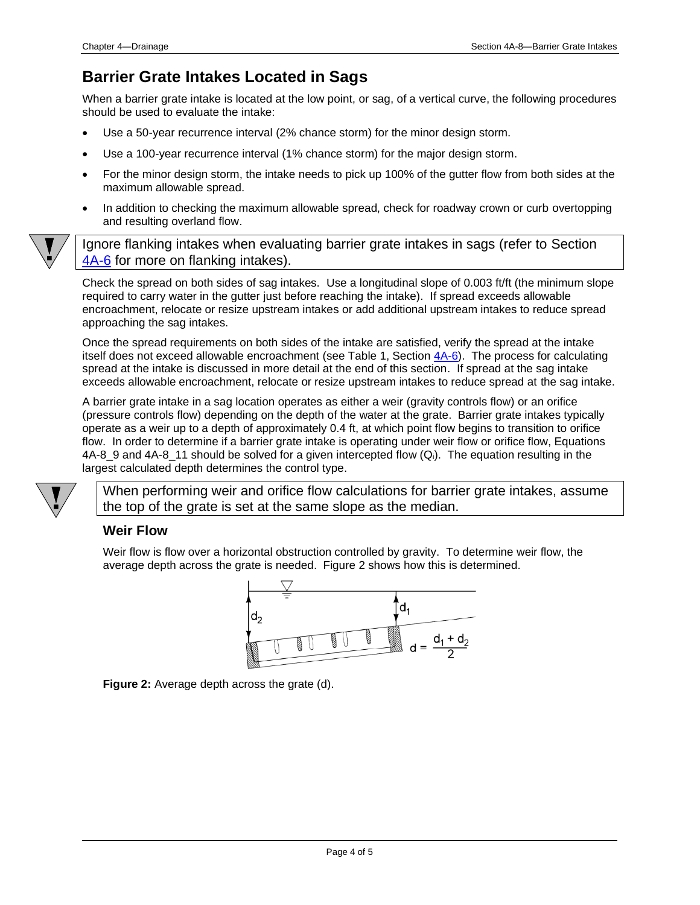## Barrier Grate Intakes Located in Sags

When a barrier grate intake is located at the low point, or sag, of a vertical curve, the following procedures should be used to evaluate the intake:

- Use a 50-year recurrence interval (2% chance storm) for the minor design storm.
- Use a 100-year recurrence interval (1% chance storm) for the major design storm.
- For the minor design storm, the intake needs to pick up 100% of the gutter flow from both sides at the maximum allowable spread.
- In addition to checking the maximum allowable spread, check for roadway crown or curb overtopping and resulting overland flow.

> Ignore flanking intakes when evaluating barrier grate intakes in sags (refer to Section 4A-6 for more on flanking intakes).

Check the spread on both sides of sag intakes. Use a longitudinal slope of 0.003 ft/ft (the minimum slope required to carry water in the gutter just before reaching the intake). If spread exceeds allowable encroachment, relocate or resize upstream intakes or add additional upstream intakes to reduce spread approaching the sag intakes.

Once the spread requirements on both sides of the intake are satisfied, verify the spread at the intake itself does not exceed allowable encroachment (see Table 1, Section 4A-6). The process for calculating spread at the intake is discussed in more detail at the end of this section. If spread at the sag intake exceeds allowable encroachment, relocate or resize upstream intakes to reduce spread at the sag intake.

A barrier grate intake in a sag location operates as either a weir (gravity controls flow) or an orifice (pressure controls flow) depending on the depth of the water at the grate. Barrier grate intakes typically operate as a weir up to a depth of approximately 0.4 ft, at which point flow begins to transition to orifice flow. In order to determine if a barrier grate intake is operating under weir flow or orifice flow, Equations 4A-8_9 and 4A-8_11 should be solved for a given intercepted flow ($Q_i$). The equation resulting in the largest calculated depth determines the control type.

> When performing weir and orifice flow calculations for barrier grate intakes, assume the top of the grate is set at the same slope as the median.

### Weir Flow

Weir flow is flow over a horizontal obstruction controlled by gravity. To determine weir flow, the average depth across the grate is needed. Figure 2 shows how this is determined.

$$d = \frac{d_1 + d_2}{2}$$

**Figure 2:** Average depth across the grate (d).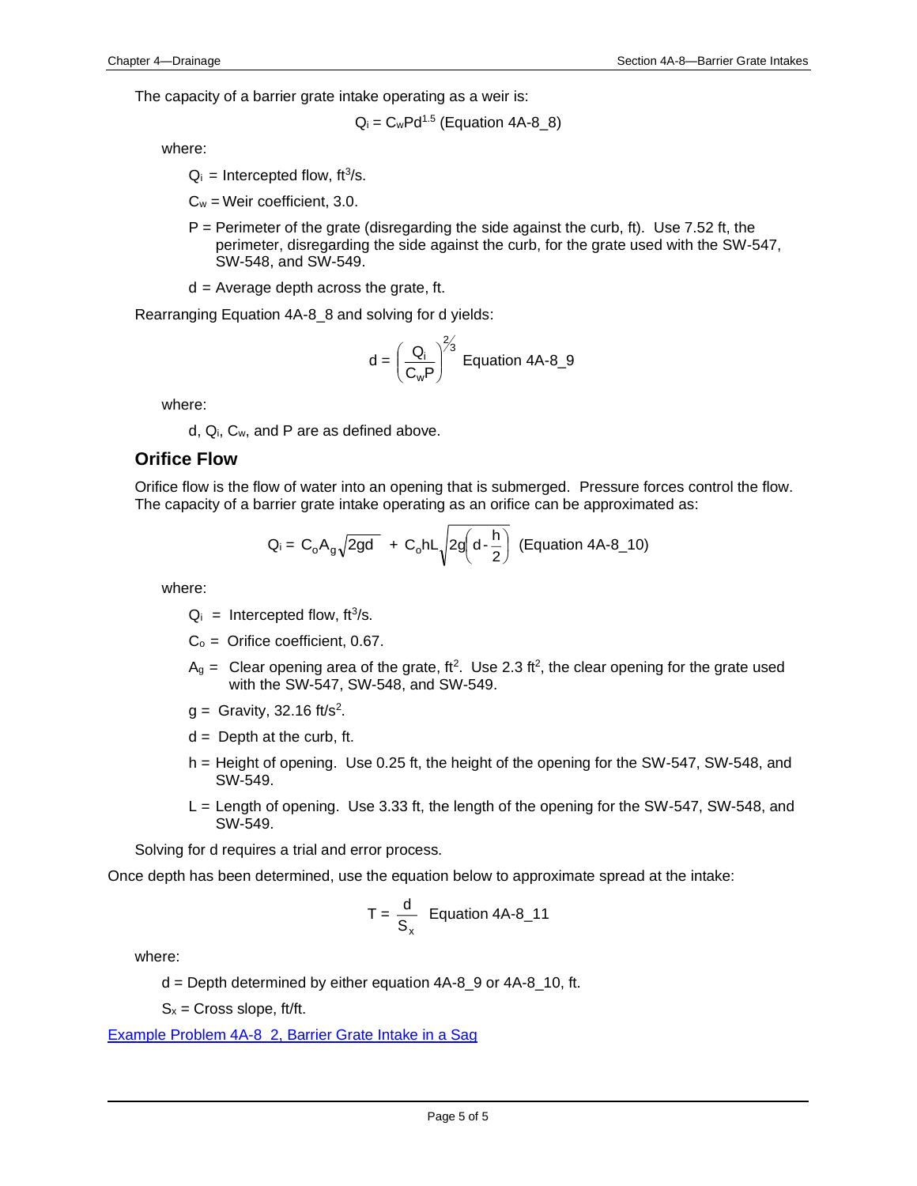The capacity of a barrier grate intake operating as a weir is:

$$Q_i = C_w P d^{1.5} \text{ (Equation 4A-8\_8)}$$

where:

- $Q_i$ = Intercepted flow, $ft^3/s$.
- $C_w$ = Weir coefficient, 3.0.
- $P$ = Perimeter of the grate (disregarding the side against the curb, ft). Use 7.52 ft, the perimeter, disregarding the side against the curb, for the grate used with the SW-547, SW-548, and SW-549.
- $d$ = Average depth across the grate, ft.

Rearranging Equation 4A-8_8 and solving for d yields:

$$d = \left(\frac{Q_i}{C_w P}\right)^{2/3} \text{ Equation 4A-8\_9}$$

where:

$d$, $Q_i$, $C_w$, and $P$ are as defined above.

## Orifice Flow

Orifice flow is the flow of water into an opening that is submerged. Pressure forces control the flow. The capacity of a barrier grate intake operating as an orifice can be approximated as:

$$Q_i = C_o A_g \sqrt{2gd} + C_o h L \sqrt{2g\left(d - \frac{h}{2}\right)} \text{ (Equation 4A-8\_10)}$$

where:

- $Q_i$ = Intercepted flow, $ft^3/s$.
- $C_o$ = Orifice coefficient, 0.67.
- $A_g$ = Clear opening area of the grate, $ft^2$. Use 2.3 $ft^2$, the clear opening for the grate used with the SW-547, SW-548, and SW-549.
- $g$ = Gravity, 32.16 $ft/s^2$.
- $d$ = Depth at the curb, ft.
- $h$ = Height of opening. Use 0.25 ft, the height of the opening for the SW-547, SW-548, and SW-549.
- $L$ = Length of opening. Use 3.33 ft, the length of the opening for the SW-547, SW-548, and SW-549.

Solving for d requires a trial and error process.

Once depth has been determined, use the equation below to approximate spread at the intake:

$$T = \frac{d}{S_x} \text{ Equation 4A-8\_11}$$

where:

- $d$ = Depth determined by either equation 4A-8_9 or 4A-8_10, ft.
- $S_x$ = Cross slope, ft/ft.

Example Problem 4A-8_2, Barrier Grate Intake in a Sag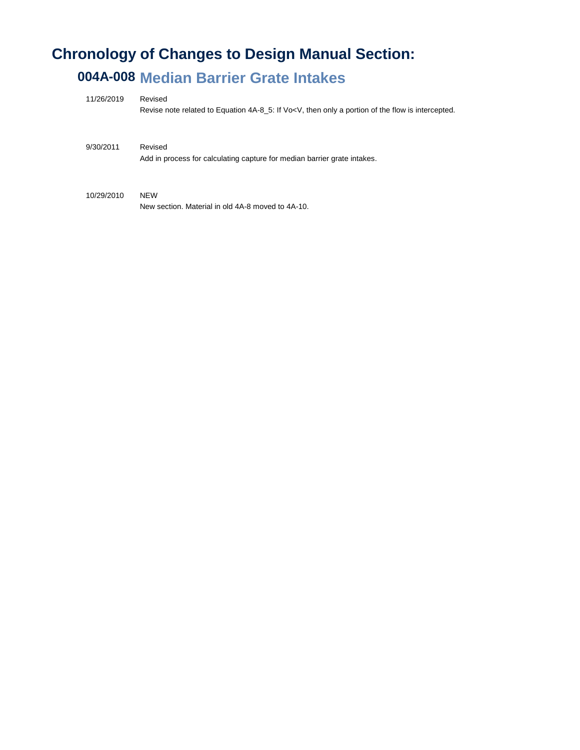# Chronology of Changes to Design Manual Section:

## 004A-008 Median Barrier Grate Intakes

| | | |
|---|---|---|
| 11/26/2019 | Revised | Revise note related to Equation 4A-8_5: If Vo<V, then only a portion of the flow is intercepted. |
| 9/30/2011 | Revised | Add in process for calculating capture for median barrier grate intakes. |
| 10/29/2010 | NEW | New section. Material in old 4A-8 moved to 4A-10. |